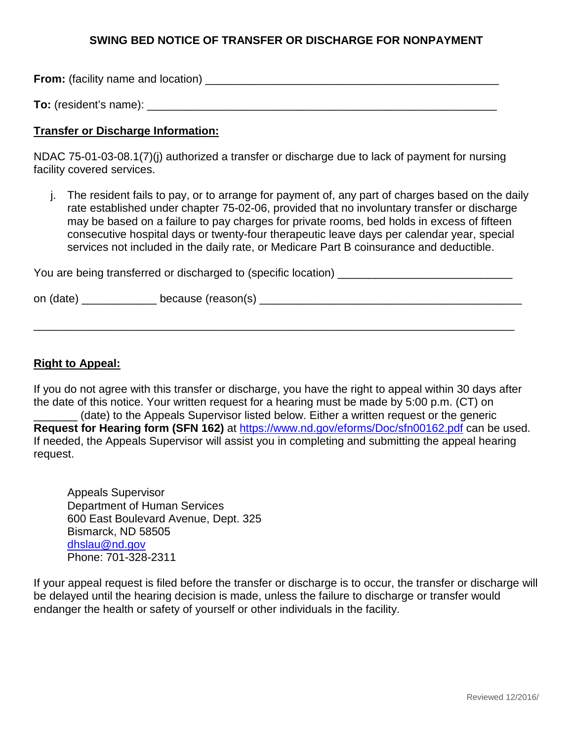# SWING BED NOTICE OF TRANSFER OR DISCHARGE FOR NONPAYMENT

**From:** (facility name and location) ________________________________________________

**To:** (resident's name): ________________________________________________________

**Transfer or Discharge Information:**

NDAC 75-01-03-08.1(7)(j) authorized a transfer or discharge due to lack of payment for nursing facility covered services.

j. The resident fails to pay, or to arrange for payment of, any part of charges based on the daily rate established under chapter 75-02-06, provided that no involuntary transfer or discharge may be based on a failure to pay charges for private rooms, bed holds in excess of fifteen consecutive hospital days or twenty-four therapeutic leave days per calendar year, special services not included in the daily rate, or Medicare Part B coinsurance and deductible.

You are being transferred or discharged to (specific location) ____________________________

on (date) ____________ because (reason(s) ___________________________________________

_____________________________________________________________________________

**Right to Appeal:**

If you do not agree with this transfer or discharge, you have the right to appeal within 30 days after the date of this notice. Your written request for a hearing must be made by 5:00 p.m. (CT) on _______ (date) to the Appeals Supervisor listed below. Either a written request or the generic **Request for Hearing form (SFN 162)** at https://www.nd.gov/eforms/Doc/sfn00162.pdf can be used. If needed, the Appeals Supervisor will assist you in completing and submitting the appeal hearing request.

Appeals Supervisor
Department of Human Services
600 East Boulevard Avenue, Dept. 325
Bismarck, ND 58505
dhslau@nd.gov
Phone: 701-328-2311

If your appeal request is filed before the transfer or discharge is to occur, the transfer or discharge will be delayed until the hearing decision is made, unless the failure to discharge or transfer would endanger the health or safety of yourself or other individuals in the facility.

Reviewed 12/2016/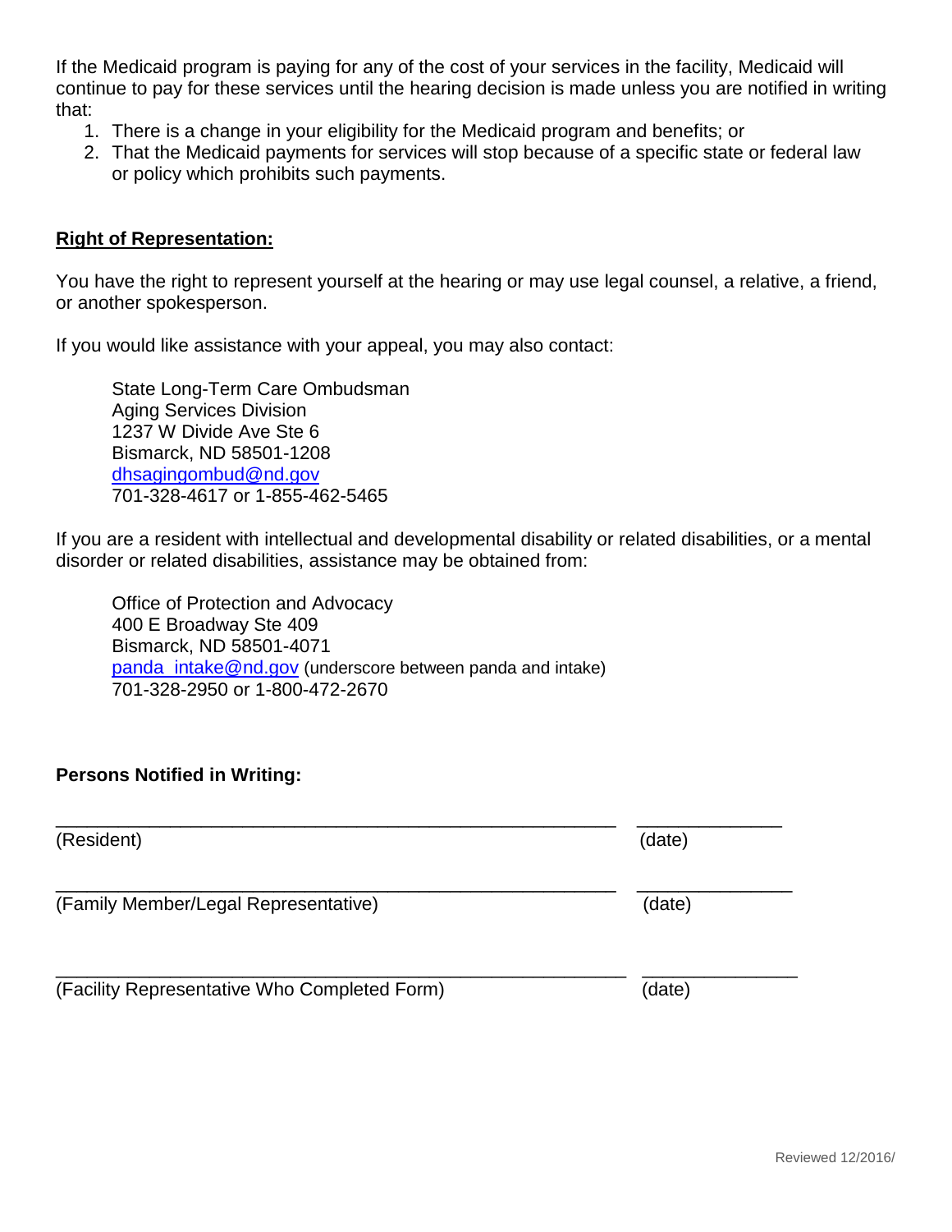If the Medicaid program is paying for any of the cost of your services in the facility, Medicaid will continue to pay for these services until the hearing decision is made unless you are notified in writing that:

1. There is a change in your eligibility for the Medicaid program and benefits; or
2. That the Medicaid payments for services will stop because of a specific state or federal law or policy which prohibits such payments.

**Right of Representation:**

You have the right to represent yourself at the hearing or may use legal counsel, a relative, a friend, or another spokesperson.

If you would like assistance with your appeal, you may also contact:

State Long-Term Care Ombudsman  
Aging Services Division  
1237 W Divide Ave Ste 6  
Bismarck, ND 58501-1208  
dhsagingombud@nd.gov  
701-328-4617 or 1-855-462-5465

If you are a resident with intellectual and developmental disability or related disabilities, or a mental disorder or related disabilities, assistance may be obtained from:

Office of Protection and Advocacy  
400 E Broadway Ste 409  
Bismarck, ND 58501-4071  
panda_intake@nd.gov (underscore between panda and intake)  
701-328-2950 or 1-800-472-2670

**Persons Notified in Writing:**

______________________________________________________ ______________  
(Resident) (date)

______________________________________________________ _______________  
(Family Member/Legal Representative) (date)

_______________________________________________________ _______________  
(Facility Representative Who Completed Form) (date)

Reviewed 12/2016/